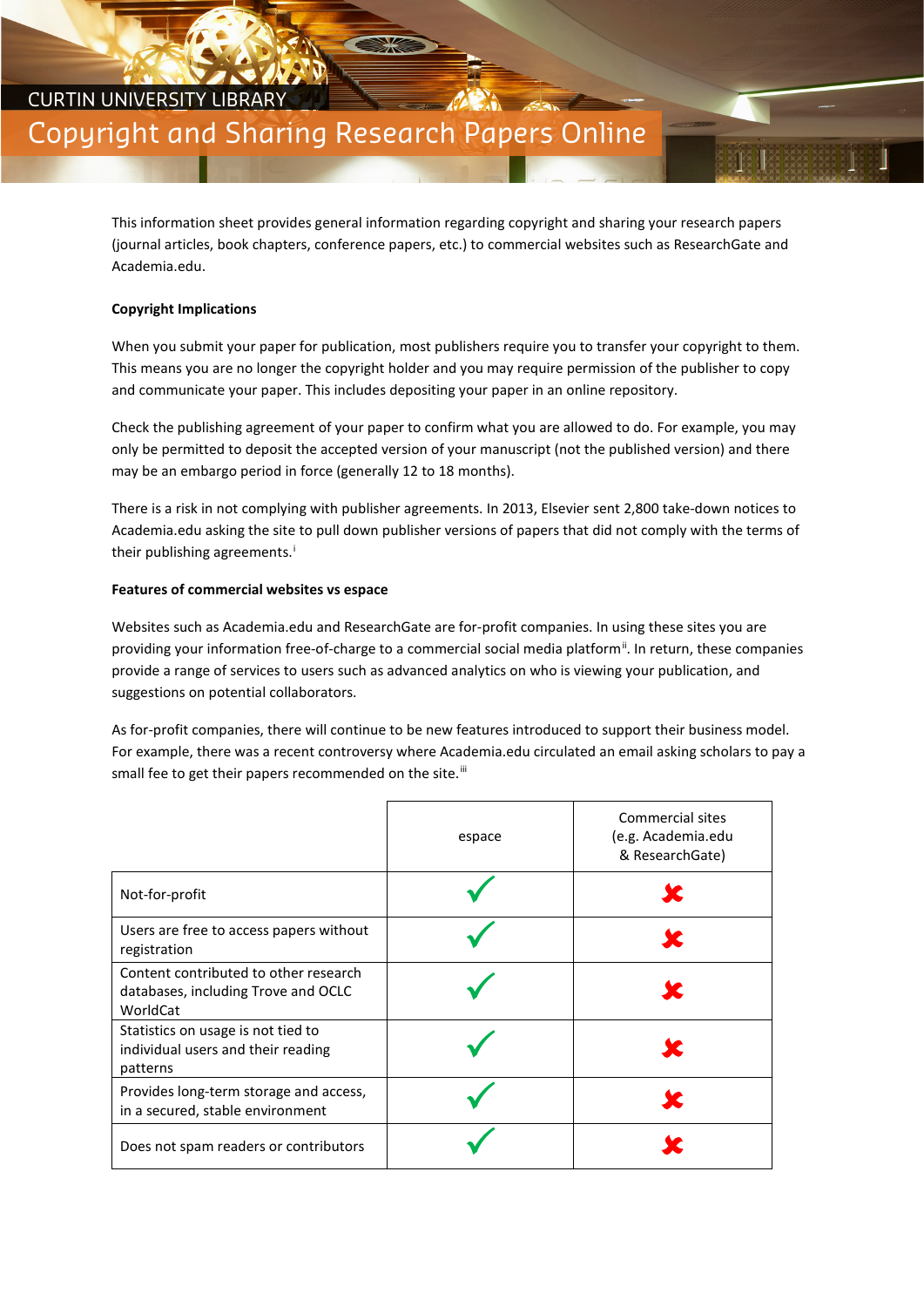CURTIN UNIVERSITY LIBRARY

# Copyright and Sharing Research Papers Online

This information sheet provides general information regarding copyright and sharing your research papers (journal articles, book chapters, conference papers, etc.) to commercial websites such as ResearchGate and Academia.edu.

**Copyright Implications**

When you submit your paper for publication, most publishers require you to transfer your copyright to them. This means you are no longer the copyright holder and you may require permission of the publisher to copy and communicate your paper. This includes depositing your paper in an online repository.

Check the publishing agreement of your paper to confirm what you are allowed to do. For example, you may only be permitted to deposit the accepted version of your manuscript (not the published version) and there may be an embargo period in force (generally 12 to 18 months).

There is a risk in not complying with publisher agreements. In 2013, Elsevier sent 2,800 take-down notices to Academia.edu asking the site to pull down publisher versions of papers that did not comply with the terms of their publishing agreements.[i]

**Features of commercial websites vs espace**

Websites such as Academia.edu and ResearchGate are for-profit companies. In using these sites you are providing your information free-of-charge to a commercial social media platform[ii]. In return, these companies provide a range of services to users such as advanced analytics on who is viewing your publication, and suggestions on potential collaborators.

As for-profit companies, there will continue to be new features introduced to support their business model. For example, there was a recent controversy where Academia.edu circulated an email asking scholars to pay a small fee to get their papers recommended on the site.[iii]

| | espace | Commercial sites (e.g. Academia.edu & ResearchGate) |
|---|---|---|
| Not-for-profit | ✓ | ✗ |
| Users are free to access papers without registration | ✓ | ✗ |
| Content contributed to other research databases, including Trove and OCLC WorldCat | ✓ | ✗ |
| Statistics on usage is not tied to individual users and their reading patterns | ✓ | ✗ |
| Provides long-term storage and access, in a secured, stable environment | ✓ | ✗ |
| Does not spam readers or contributors | ✓ | ✗ |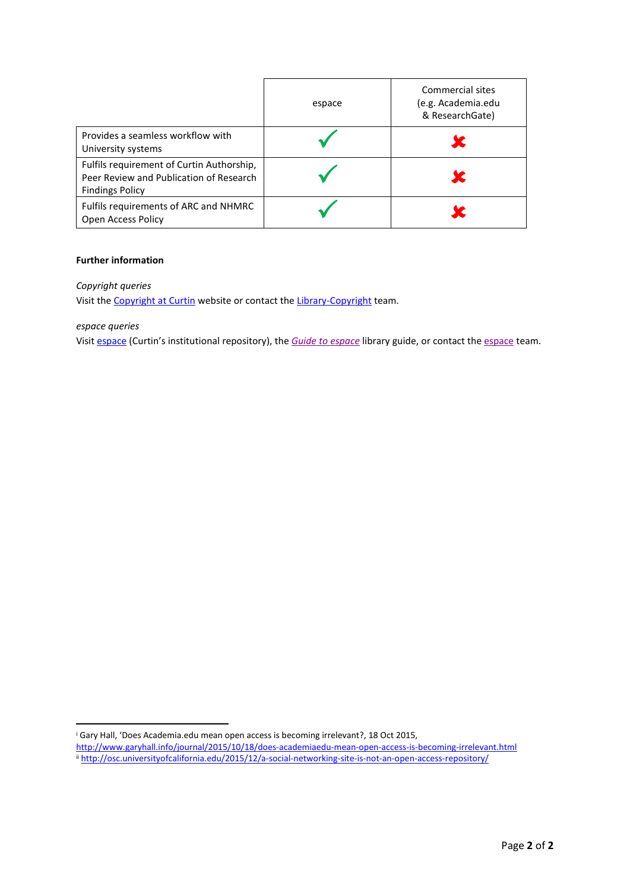| | espace | Commercial sites (e.g. Academia.edu & ResearchGate) |
|---|---|---|
| Provides a seamless workflow with University systems | ✓ | ✗ |
| Fulfils requirement of Curtin Authorship, Peer Review and Publication of Research Findings Policy | ✓ | ✗ |
| Fulfils requirements of ARC and NHMRC Open Access Policy | ✓ | ✗ |

**Further information**

*Copyright queries*

Visit the Copyright at Curtin website or contact the Library-Copyright team.

*espace queries*

Visit espace (Curtin's institutional repository), the *Guide to espace* library guide, or contact the espace team.

---

[i] Gary Hall, 'Does Academia.edu mean open access is becoming irrelevant?, 18 Oct 2015, http://www.garyhall.info/journal/2015/10/18/does-academiaedu-mean-open-access-is-becoming-irrelevant.html

[ii] http://osc.universityofcalifornia.edu/2015/12/a-social-networking-site-is-not-an-open-access-repository/